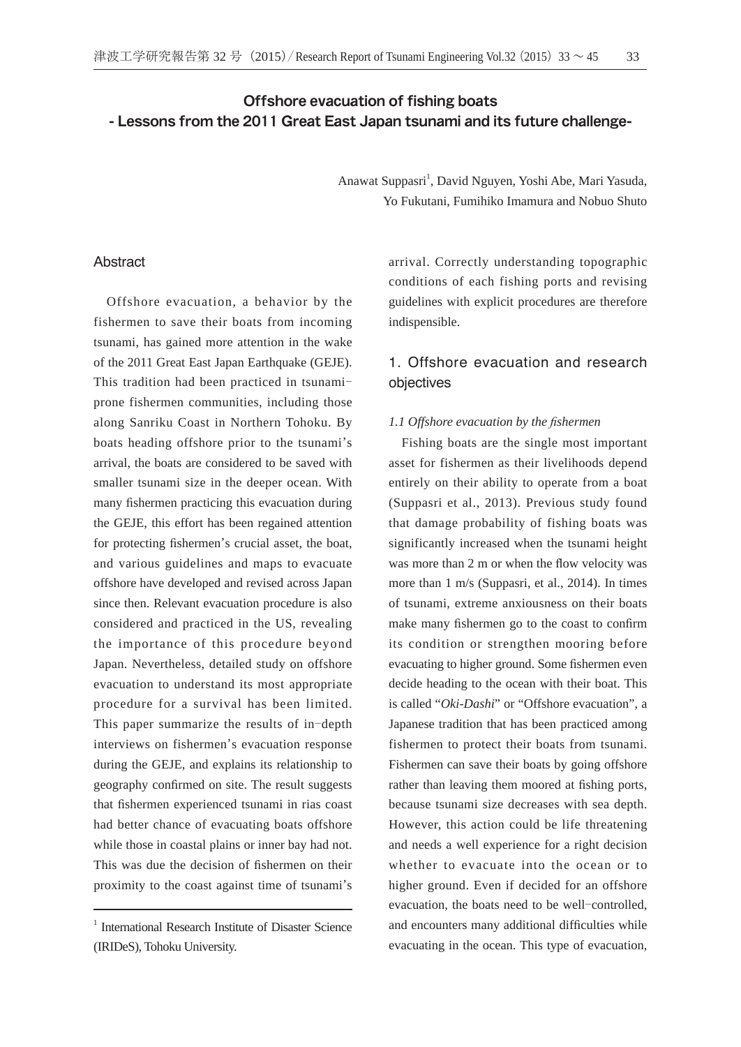# Offshore evacuation of fishing boats
# - Lessons from the 2011 Great East Japan tsunami and its future challenge-

Anawat Suppasri[1], David Nguyen, Yoshi Abe, Mari Yasuda, Yo Fukutani, Fumihiko Imamura and Nobuo Shuto

## Abstract

Offshore evacuation, a behavior by the fishermen to save their boats from incoming tsunami, has gained more attention in the wake of the 2011 Great East Japan Earthquake (GEJE). This tradition had been practiced in tsunami-prone fishermen communities, including those along Sanriku Coast in Northern Tohoku. By boats heading offshore prior to the tsunami's arrival, the boats are considered to be saved with smaller tsunami size in the deeper ocean. With many fishermen practicing this evacuation during the GEJE, this effort has been regained attention for protecting fishermen's crucial asset, the boat, and various guidelines and maps to evacuate offshore have developed and revised across Japan since then. Relevant evacuation procedure is also considered and practiced in the US, revealing the importance of this procedure beyond Japan. Nevertheless, detailed study on offshore evacuation to understand its most appropriate procedure for a survival has been limited. This paper summarize the results of in-depth interviews on fishermen's evacuation response during the GEJE, and explains its relationship to geography confirmed on site. The result suggests that fishermen experienced tsunami in rias coast had better chance of evacuating boats offshore while those in coastal plains or inner bay had not. This was due the decision of fishermen on their proximity to the coast against time of tsunami's arrival. Correctly understanding topographic conditions of each fishing ports and revising guidelines with explicit procedures are therefore indispensible.

[1] International Research Institute of Disaster Science (IRIDeS), Tohoku University.

## 1. Offshore evacuation and research objectives

### *1.1 Offshore evacuation by the fishermen*

Fishing boats are the single most important asset for fishermen as their livelihoods depend entirely on their ability to operate from a boat (Suppasri et al., 2013). Previous study found that damage probability of fishing boats was significantly increased when the tsunami height was more than 2 m or when the flow velocity was more than 1 m/s (Suppasri, et al., 2014). In times of tsunami, extreme anxiousness on their boats make many fishermen go to the coast to confirm its condition or strengthen mooring before evacuating to higher ground. Some fishermen even decide heading to the ocean with their boat. This is called "*Oki-Dashi*" or "Offshore evacuation", a Japanese tradition that has been practiced among fishermen to protect their boats from tsunami. Fishermen can save their boats by going offshore rather than leaving them moored at fishing ports, because tsunami size decreases with sea depth. However, this action could be life threatening and needs a well experience for a right decision whether to evacuate into the ocean or to higher ground. Even if decided for an offshore evacuation, the boats need to be well-controlled, and encounters many additional difficulties while evacuating in the ocean. This type of evacuation,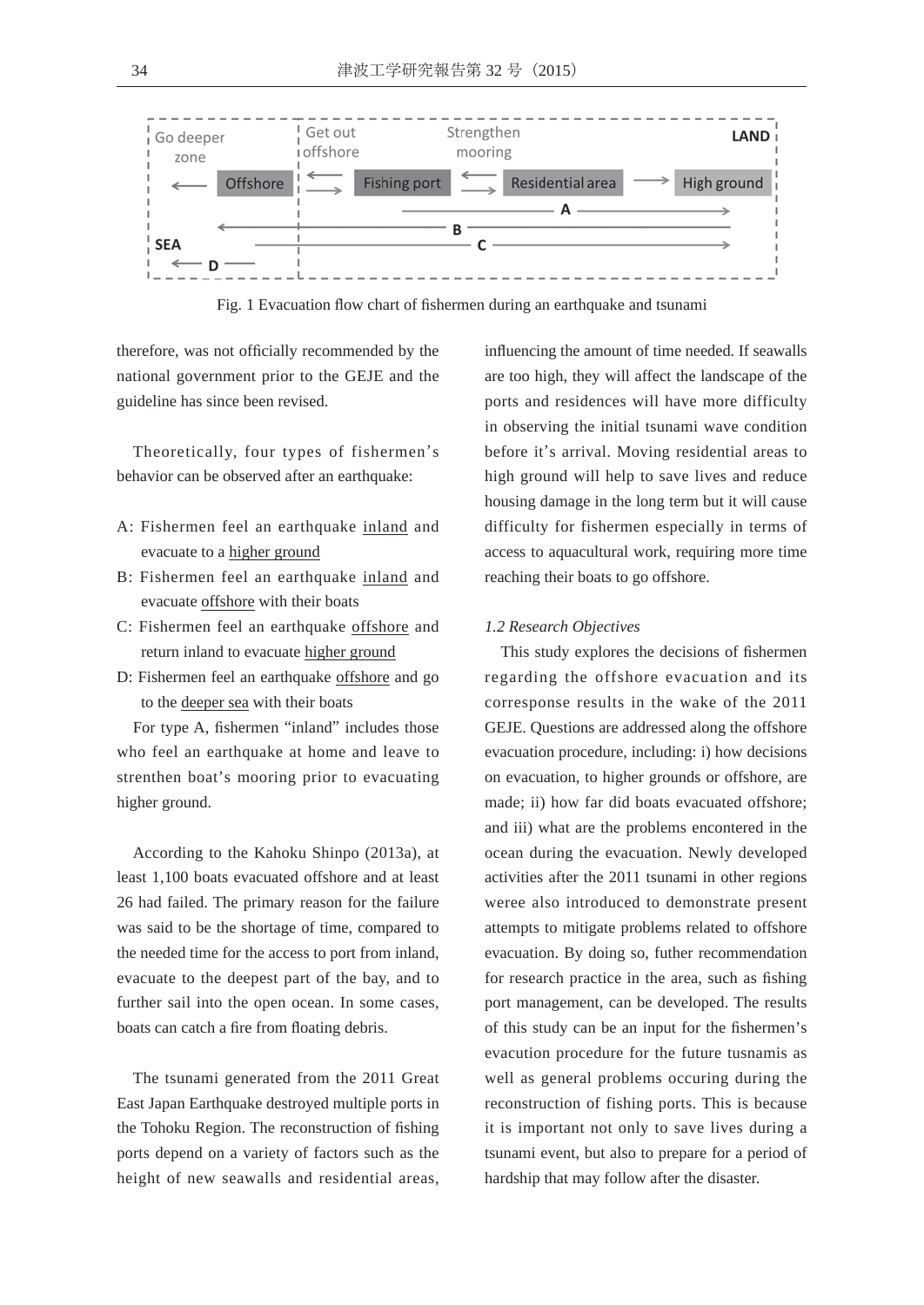Fig. 1 Evacuation flow chart of fishermen during an earthquake and tsunami

therefore, was not officially recommended by the national government prior to the GEJE and the guideline has since been revised.

Theoretically, four types of fishermen's behavior can be observed after an earthquake:

A: Fishermen feel an earthquake inland and evacuate to a higher ground
B: Fishermen feel an earthquake inland and evacuate offshore with their boats
C: Fishermen feel an earthquake offshore and return inland to evacuate higher ground
D: Fishermen feel an earthquake offshore and go to the deeper sea with their boats

For type A, fishermen "inland" includes those who feel an earthquake at home and leave to strenthen boat's mooring prior to evacuating higher ground.

According to the Kahoku Shinpo (2013a), at least 1,100 boats evacuated offshore and at least 26 had failed. The primary reason for the failure was said to be the shortage of time, compared to the needed time for the access to port from inland, evacuate to the deepest part of the bay, and to further sail into the open ocean. In some cases, boats can catch a fire from floating debris.

The tsunami generated from the 2011 Great East Japan Earthquake destroyed multiple ports in the Tohoku Region. The reconstruction of fishing ports depend on a variety of factors such as the height of new seawalls and residential areas, influencing the amount of time needed. If seawalls are too high, they will affect the landscape of the ports and residences will have more difficulty in observing the initial tsunami wave condition before it's arrival. Moving residential areas to high ground will help to save lives and reduce housing damage in the long term but it will cause difficulty for fishermen especially in terms of access to aquacultural work, requiring more time reaching their boats to go offshore.

### *1.2 Research Objectives*

This study explores the decisions of fishermen regarding the offshore evacuation and its corresponse results in the wake of the 2011 GEJE. Questions are addressed along the offshore evacuation procedure, including: i) how decisions on evacuation, to higher grounds or offshore, are made; ii) how far did boats evacuated offshore; and iii) what are the problems encontered in the ocean during the evacuation. Newly developed activities after the 2011 tsunami in other regions weree also introduced to demonstrate present attempts to mitigate problems related to offshore evacuation. By doing so, futher recommendation for research practice in the area, such as fishing port management, can be developed. The results of this study can be an input for the fishermen's evacution procedure for the future tusnamis as well as general problems occuring during the reconstruction of fishing ports. This is because it is important not only to save lives during a tsunami event, but also to prepare for a period of hardship that may follow after the disaster.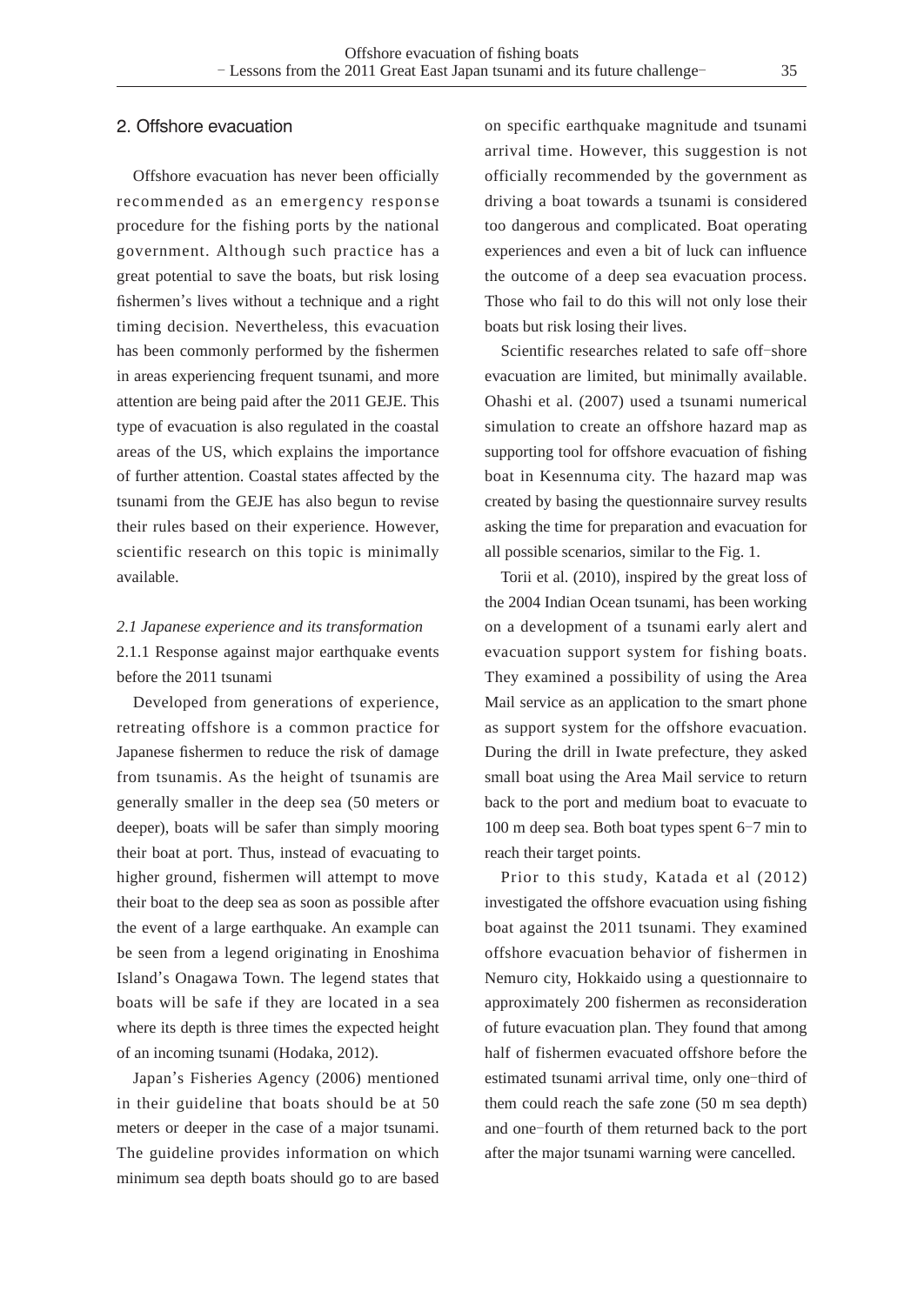## 2. Offshore evacuation

Offshore evacuation has never been officially recommended as an emergency response procedure for the fishing ports by the national government. Although such practice has a great potential to save the boats, but risk losing fishermen's lives without a technique and a right timing decision. Nevertheless, this evacuation has been commonly performed by the fishermen in areas experiencing frequent tsunami, and more attention are being paid after the 2011 GEJE. This type of evacuation is also regulated in the coastal areas of the US, which explains the importance of further attention. Coastal states affected by the tsunami from the GEJE has also begun to revise their rules based on their experience. However, scientific research on this topic is minimally available.

### *2.1 Japanese experience and its transformation*

#### 2.1.1 Response against major earthquake events before the 2011 tsunami

Developed from generations of experience, retreating offshore is a common practice for Japanese fishermen to reduce the risk of damage from tsunamis. As the height of tsunamis are generally smaller in the deep sea (50 meters or deeper), boats will be safer than simply mooring their boat at port. Thus, instead of evacuating to higher ground, fishermen will attempt to move their boat to the deep sea as soon as possible after the event of a large earthquake. An example can be seen from a legend originating in Enoshima Island's Onagawa Town. The legend states that boats will be safe if they are located in a sea where its depth is three times the expected height of an incoming tsunami (Hodaka, 2012).

Japan's Fisheries Agency (2006) mentioned in their guideline that boats should be at 50 meters or deeper in the case of a major tsunami. The guideline provides information on which minimum sea depth boats should go to are based on specific earthquake magnitude and tsunami arrival time. However, this suggestion is not officially recommended by the government as driving a boat towards a tsunami is considered too dangerous and complicated. Boat operating experiences and even a bit of luck can influence the outcome of a deep sea evacuation process. Those who fail to do this will not only lose their boats but risk losing their lives.

Scientific researches related to safe off-shore evacuation are limited, but minimally available. Ohashi et al. (2007) used a tsunami numerical simulation to create an offshore hazard map as supporting tool for offshore evacuation of fishing boat in Kesennuma city. The hazard map was created by basing the questionnaire survey results asking the time for preparation and evacuation for all possible scenarios, similar to the Fig. 1.

Torii et al. (2010), inspired by the great loss of the 2004 Indian Ocean tsunami, has been working on a development of a tsunami early alert and evacuation support system for fishing boats. They examined a possibility of using the Area Mail service as an application to the smart phone as support system for the offshore evacuation. During the drill in Iwate prefecture, they asked small boat using the Area Mail service to return back to the port and medium boat to evacuate to 100 m deep sea. Both boat types spent 6-7 min to reach their target points.

Prior to this study, Katada et al (2012) investigated the offshore evacuation using fishing boat against the 2011 tsunami. They examined offshore evacuation behavior of fishermen in Nemuro city, Hokkaido using a questionnaire to approximately 200 fishermen as reconsideration of future evacuation plan. They found that among half of fishermen evacuated offshore before the estimated tsunami arrival time, only one-third of them could reach the safe zone (50 m sea depth) and one-fourth of them returned back to the port after the major tsunami warning were cancelled.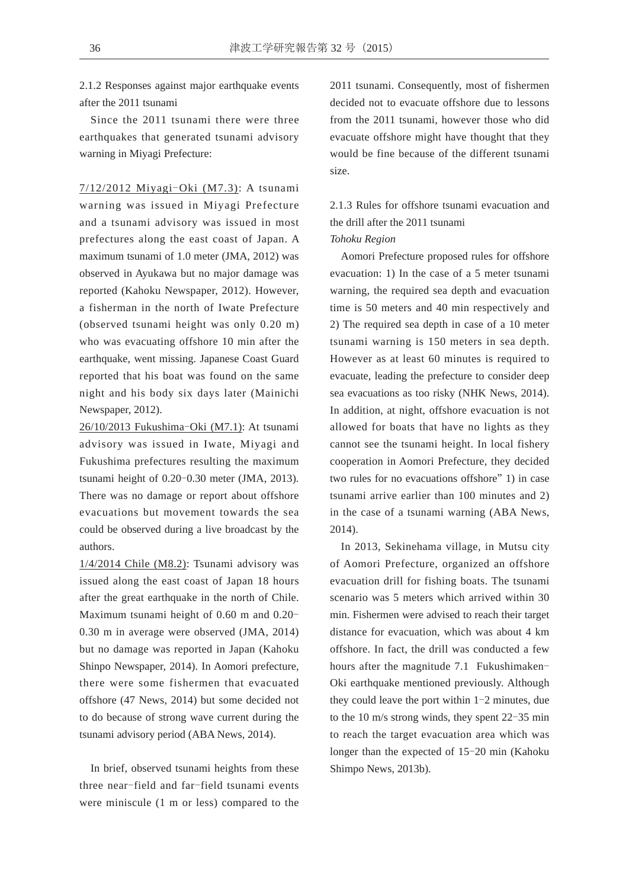### 2.1.2 Responses against major earthquake events after the 2011 tsunami

Since the 2011 tsunami there were three earthquakes that generated tsunami advisory warning in Miyagi Prefecture:

7/12/2012 Miyagi-Oki (M7.3): A tsunami warning was issued in Miyagi Prefecture and a tsunami advisory was issued in most prefectures along the east coast of Japan. A maximum tsunami of 1.0 meter (JMA, 2012) was observed in Ayukawa but no major damage was reported (Kahoku Newspaper, 2012). However, a fisherman in the north of Iwate Prefecture (observed tsunami height was only 0.20 m) who was evacuating offshore 10 min after the earthquake, went missing. Japanese Coast Guard reported that his boat was found on the same night and his body six days later (Mainichi Newspaper, 2012).

26/10/2013 Fukushima-Oki (M7.1): At tsunami advisory was issued in Iwate, Miyagi and Fukushima prefectures resulting the maximum tsunami height of 0.20-0.30 meter (JMA, 2013). There was no damage or report about offshore evacuations but movement towards the sea could be observed during a live broadcast by the authors.

1/4/2014 Chile (M8.2): Tsunami advisory was issued along the east coast of Japan 18 hours after the great earthquake in the north of Chile. Maximum tsunami height of 0.60 m and 0.20-0.30 m in average were observed (JMA, 2014) but no damage was reported in Japan (Kahoku Shinpo Newspaper, 2014). In Aomori prefecture, there were some fishermen that evacuated offshore (47 News, 2014) but some decided not to do because of strong wave current during the tsunami advisory period (ABA News, 2014).

In brief, observed tsunami heights from these three near-field and far-field tsunami events were miniscule (1 m or less) compared to the 2011 tsunami. Consequently, most of fishermen decided not to evacuate offshore due to lessons from the 2011 tsunami, however those who did evacuate offshore might have thought that they would be fine because of the different tsunami size.

### 2.1.3 Rules for offshore tsunami evacuation and the drill after the 2011 tsunami

*Tohoku Region*

Aomori Prefecture proposed rules for offshore evacuation: 1) In the case of a 5 meter tsunami warning, the required sea depth and evacuation time is 50 meters and 40 min respectively and 2) The required sea depth in case of a 10 meter tsunami warning is 150 meters in sea depth. However as at least 60 minutes is required to evacuate, leading the prefecture to consider deep sea evacuations as too risky (NHK News, 2014). In addition, at night, offshore evacuation is not allowed for boats that have no lights as they cannot see the tsunami height. In local fishery cooperation in Aomori Prefecture, they decided two rules for no evacuations offshore" 1) in case tsunami arrive earlier than 100 minutes and 2) in the case of a tsunami warning (ABA News, 2014).

In 2013, Sekinehama village, in Mutsu city of Aomori Prefecture, organized an offshore evacuation drill for fishing boats. The tsunami scenario was 5 meters which arrived within 30 min. Fishermen were advised to reach their target distance for evacuation, which was about 4 km offshore. In fact, the drill was conducted a few hours after the magnitude 7.1 Fukushimaken-Oki earthquake mentioned previously. Although they could leave the port within 1-2 minutes, due to the 10 m/s strong winds, they spent 22-35 min to reach the target evacuation area which was longer than the expected of 15-20 min (Kahoku Shimpo News, 2013b).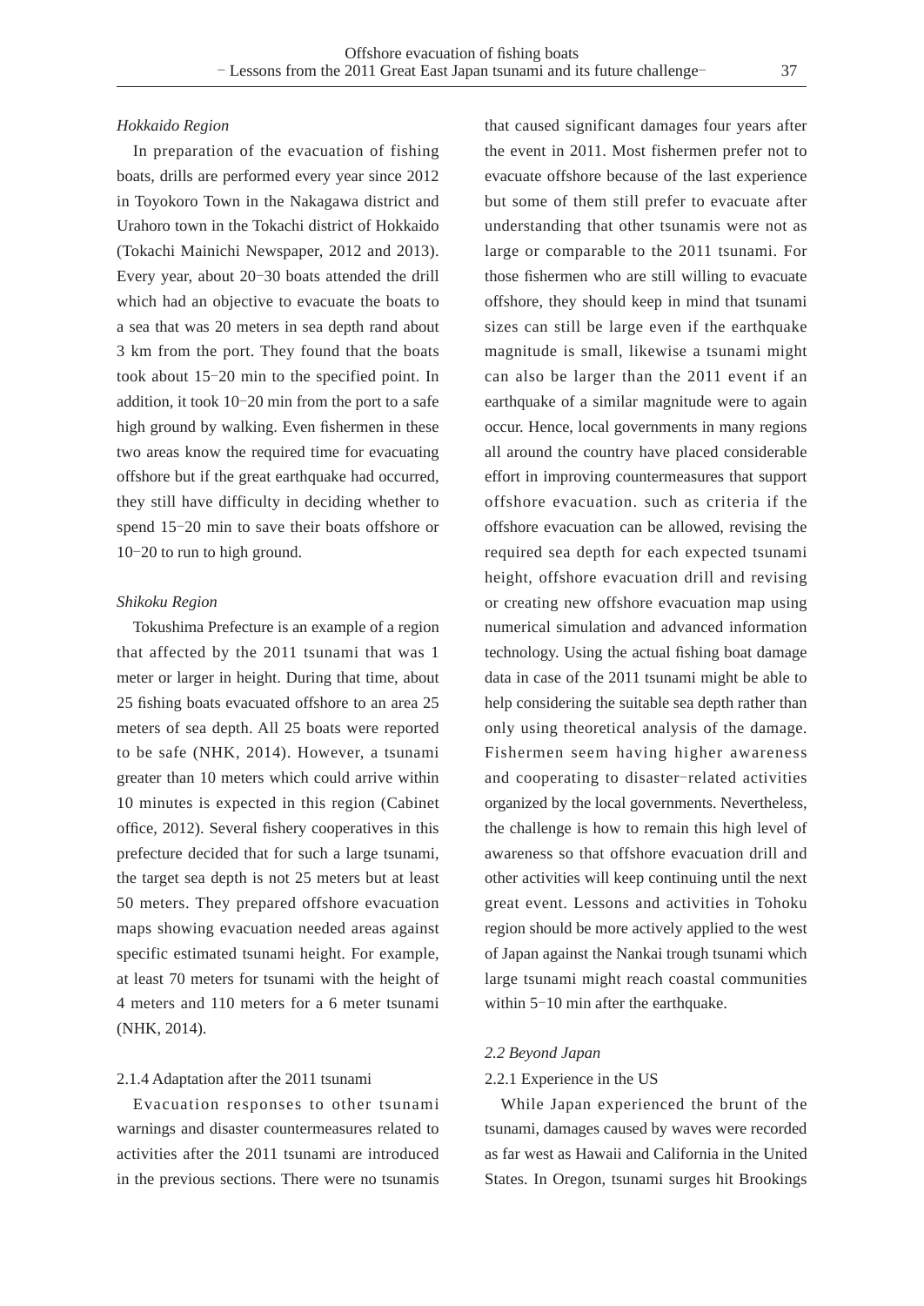*Hokkaido Region*

In preparation of the evacuation of fishing boats, drills are performed every year since 2012 in Toyokoro Town in the Nakagawa district and Urahoro town in the Tokachi district of Hokkaido (Tokachi Mainichi Newspaper, 2012 and 2013). Every year, about 20−30 boats attended the drill which had an objective to evacuate the boats to a sea that was 20 meters in sea depth rand about 3 km from the port. They found that the boats took about 15−20 min to the specified point. In addition, it took 10−20 min from the port to a safe high ground by walking. Even fishermen in these two areas know the required time for evacuating offshore but if the great earthquake had occurred, they still have difficulty in deciding whether to spend 15−20 min to save their boats offshore or 10−20 to run to high ground.

*Shikoku Region*

Tokushima Prefecture is an example of a region that affected by the 2011 tsunami that was 1 meter or larger in height. During that time, about 25 fishing boats evacuated offshore to an area 25 meters of sea depth. All 25 boats were reported to be safe (NHK, 2014). However, a tsunami greater than 10 meters which could arrive within 10 minutes is expected in this region (Cabinet office, 2012). Several fishery cooperatives in this prefecture decided that for such a large tsunami, the target sea depth is not 25 meters but at least 50 meters. They prepared offshore evacuation maps showing evacuation needed areas against specific estimated tsunami height. For example, at least 70 meters for tsunami with the height of 4 meters and 110 meters for a 6 meter tsunami (NHK, 2014).

2.1.4 Adaptation after the 2011 tsunami

Evacuation responses to other tsunami warnings and disaster countermeasures related to activities after the 2011 tsunami are introduced in the previous sections. There were no tsunamis that caused significant damages four years after the event in 2011. Most fishermen prefer not to evacuate offshore because of the last experience but some of them still prefer to evacuate after understanding that other tsunamis were not as large or comparable to the 2011 tsunami. For those fishermen who are still willing to evacuate offshore, they should keep in mind that tsunami sizes can still be large even if the earthquake magnitude is small, likewise a tsunami might can also be larger than the 2011 event if an earthquake of a similar magnitude were to again occur. Hence, local governments in many regions all around the country have placed considerable effort in improving countermeasures that support offshore evacuation. such as criteria if the offshore evacuation can be allowed, revising the required sea depth for each expected tsunami height, offshore evacuation drill and revising or creating new offshore evacuation map using numerical simulation and advanced information technology. Using the actual fishing boat damage data in case of the 2011 tsunami might be able to help considering the suitable sea depth rather than only using theoretical analysis of the damage. Fishermen seem having higher awareness and cooperating to disaster−related activities organized by the local governments. Nevertheless, the challenge is how to remain this high level of awareness so that offshore evacuation drill and other activities will keep continuing until the next great event. Lessons and activities in Tohoku region should be more actively applied to the west of Japan against the Nankai trough tsunami which large tsunami might reach coastal communities within 5−10 min after the earthquake.

*2.2 Beyond Japan*

2.2.1 Experience in the US

While Japan experienced the brunt of the tsunami, damages caused by waves were recorded as far west as Hawaii and California in the United States. In Oregon, tsunami surges hit Brookings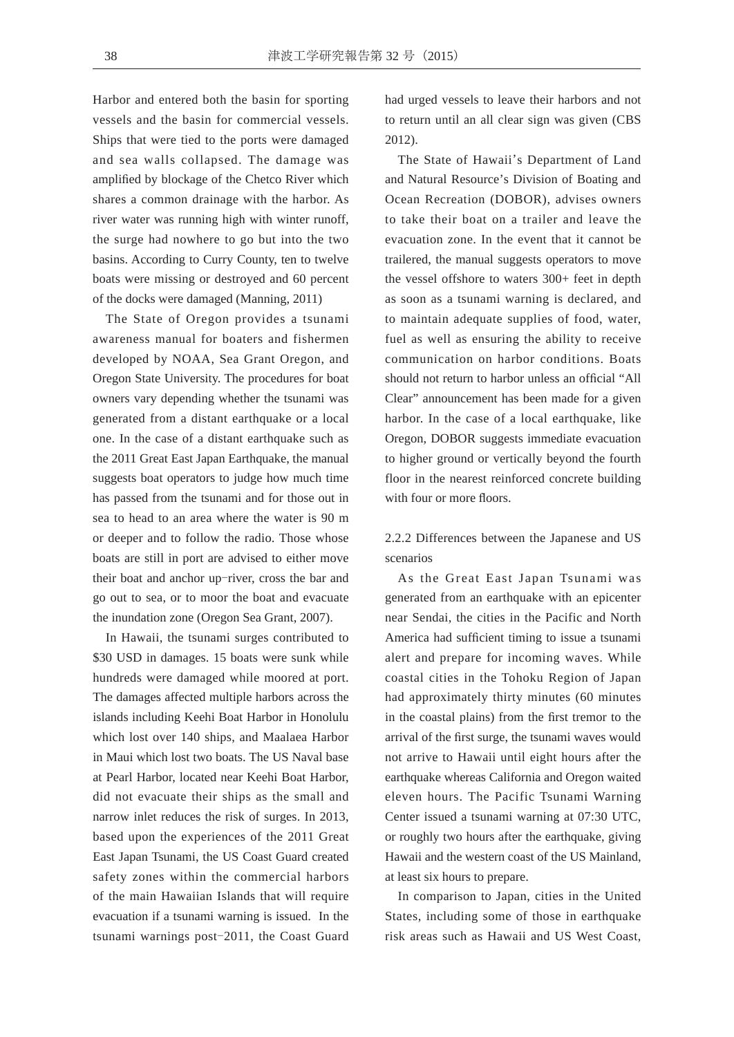Harbor and entered both the basin for sporting vessels and the basin for commercial vessels. Ships that were tied to the ports were damaged and sea walls collapsed. The damage was amplified by blockage of the Chetco River which shares a common drainage with the harbor. As river water was running high with winter runoff, the surge had nowhere to go but into the two basins. According to Curry County, ten to twelve boats were missing or destroyed and 60 percent of the docks were damaged (Manning, 2011)

The State of Oregon provides a tsunami awareness manual for boaters and fishermen developed by NOAA, Sea Grant Oregon, and Oregon State University. The procedures for boat owners vary depending whether the tsunami was generated from a distant earthquake or a local one. In the case of a distant earthquake such as the 2011 Great East Japan Earthquake, the manual suggests boat operators to judge how much time has passed from the tsunami and for those out in sea to head to an area where the water is 90 m or deeper and to follow the radio. Those whose boats are still in port are advised to either move their boat and anchor up-river, cross the bar and go out to sea, or to moor the boat and evacuate the inundation zone (Oregon Sea Grant, 2007).

In Hawaii, the tsunami surges contributed to $30 USD in damages. 15 boats were sunk while hundreds were damaged while moored at port. The damages affected multiple harbors across the islands including Keehi Boat Harbor in Honolulu which lost over 140 ships, and Maalaea Harbor in Maui which lost two boats. The US Naval base at Pearl Harbor, located near Keehi Boat Harbor, did not evacuate their ships as the small and narrow inlet reduces the risk of surges. In 2013, based upon the experiences of the 2011 Great East Japan Tsunami, the US Coast Guard created safety zones within the commercial harbors of the main Hawaiian Islands that will require evacuation if a tsunami warning is issued. In the tsunami warnings post-2011, the Coast Guard had urged vessels to leave their harbors and not to return until an all clear sign was given (CBS 2012).

The State of Hawaii's Department of Land and Natural Resource's Division of Boating and Ocean Recreation (DOBOR), advises owners to take their boat on a trailer and leave the evacuation zone. In the event that it cannot be trailered, the manual suggests operators to move the vessel offshore to waters 300+ feet in depth as soon as a tsunami warning is declared, and to maintain adequate supplies of food, water, fuel as well as ensuring the ability to receive communication on harbor conditions. Boats should not return to harbor unless an official "All Clear" announcement has been made for a given harbor. In the case of a local earthquake, like Oregon, DOBOR suggests immediate evacuation to higher ground or vertically beyond the fourth floor in the nearest reinforced concrete building with four or more floors.

### 2.2.2 Differences between the Japanese and US scenarios

As the Great East Japan Tsunami was generated from an earthquake with an epicenter near Sendai, the cities in the Pacific and North America had sufficient timing to issue a tsunami alert and prepare for incoming waves. While coastal cities in the Tohoku Region of Japan had approximately thirty minutes (60 minutes in the coastal plains) from the first tremor to the arrival of the first surge, the tsunami waves would not arrive to Hawaii until eight hours after the earthquake whereas California and Oregon waited eleven hours. The Pacific Tsunami Warning Center issued a tsunami warning at 07:30 UTC, or roughly two hours after the earthquake, giving Hawaii and the western coast of the US Mainland, at least six hours to prepare.

In comparison to Japan, cities in the United States, including some of those in earthquake risk areas such as Hawaii and US West Coast,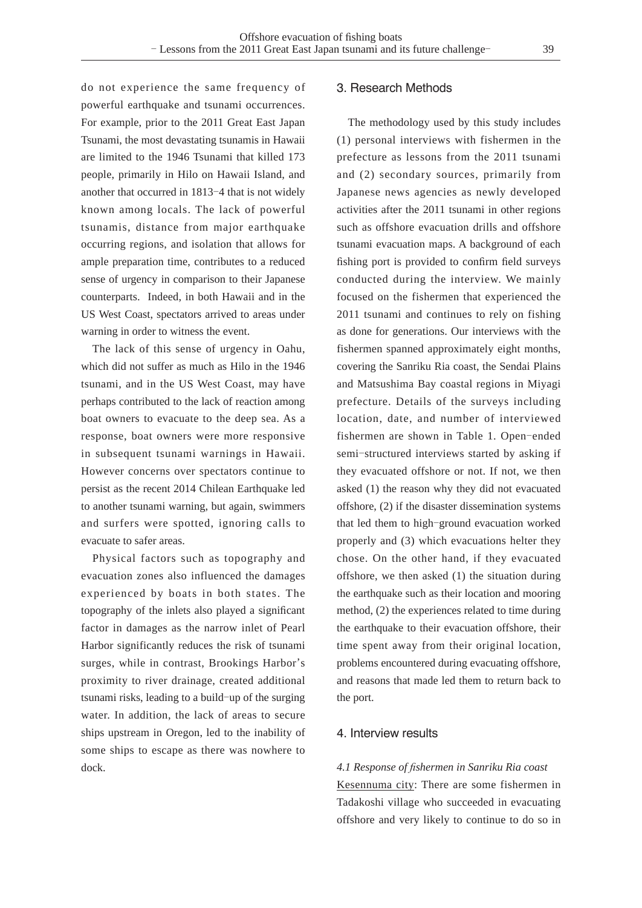do not experience the same frequency of powerful earthquake and tsunami occurrences. For example, prior to the 2011 Great East Japan Tsunami, the most devastating tsunamis in Hawaii are limited to the 1946 Tsunami that killed 173 people, primarily in Hilo on Hawaii Island, and another that occurred in 1813–4 that is not widely known among locals. The lack of powerful tsunamis, distance from major earthquake occurring regions, and isolation that allows for ample preparation time, contributes to a reduced sense of urgency in comparison to their Japanese counterparts. Indeed, in both Hawaii and in the US West Coast, spectators arrived to areas under warning in order to witness the event.

The lack of this sense of urgency in Oahu, which did not suffer as much as Hilo in the 1946 tsunami, and in the US West Coast, may have perhaps contributed to the lack of reaction among boat owners to evacuate to the deep sea. As a response, boat owners were more responsive in subsequent tsunami warnings in Hawaii. However concerns over spectators continue to persist as the recent 2014 Chilean Earthquake led to another tsunami warning, but again, swimmers and surfers were spotted, ignoring calls to evacuate to safer areas.

Physical factors such as topography and evacuation zones also influenced the damages experienced by boats in both states. The topography of the inlets also played a significant factor in damages as the narrow inlet of Pearl Harbor significantly reduces the risk of tsunami surges, while in contrast, Brookings Harbor's proximity to river drainage, created additional tsunami risks, leading to a build–up of the surging water. In addition, the lack of areas to secure ships upstream in Oregon, led to the inability of some ships to escape as there was nowhere to dock.

## 3. Research Methods

The methodology used by this study includes (1) personal interviews with fishermen in the prefecture as lessons from the 2011 tsunami and (2) secondary sources, primarily from Japanese news agencies as newly developed activities after the 2011 tsunami in other regions such as offshore evacuation drills and offshore tsunami evacuation maps. A background of each fishing port is provided to confirm field surveys conducted during the interview. We mainly focused on the fishermen that experienced the 2011 tsunami and continues to rely on fishing as done for generations. Our interviews with the fishermen spanned approximately eight months, covering the Sanriku Ria coast, the Sendai Plains and Matsushima Bay coastal regions in Miyagi prefecture. Details of the surveys including location, date, and number of interviewed fishermen are shown in Table 1. Open–ended semi–structured interviews started by asking if they evacuated offshore or not. If not, we then asked (1) the reason why they did not evacuated offshore, (2) if the disaster dissemination systems that led them to high–ground evacuation worked properly and (3) which evacuations helter they chose. On the other hand, if they evacuated offshore, we then asked (1) the situation during the earthquake such as their location and mooring method, (2) the experiences related to time during the earthquake to their evacuation offshore, their time spent away from their original location, problems encountered during evacuating offshore, and reasons that made led them to return back to the port.

## 4. Interview results

### *4.1 Response of fishermen in Sanriku Ria coast*

<u>Kesennuma city</u>: There are some fishermen in Tadakoshi village who succeeded in evacuating offshore and very likely to continue to do so in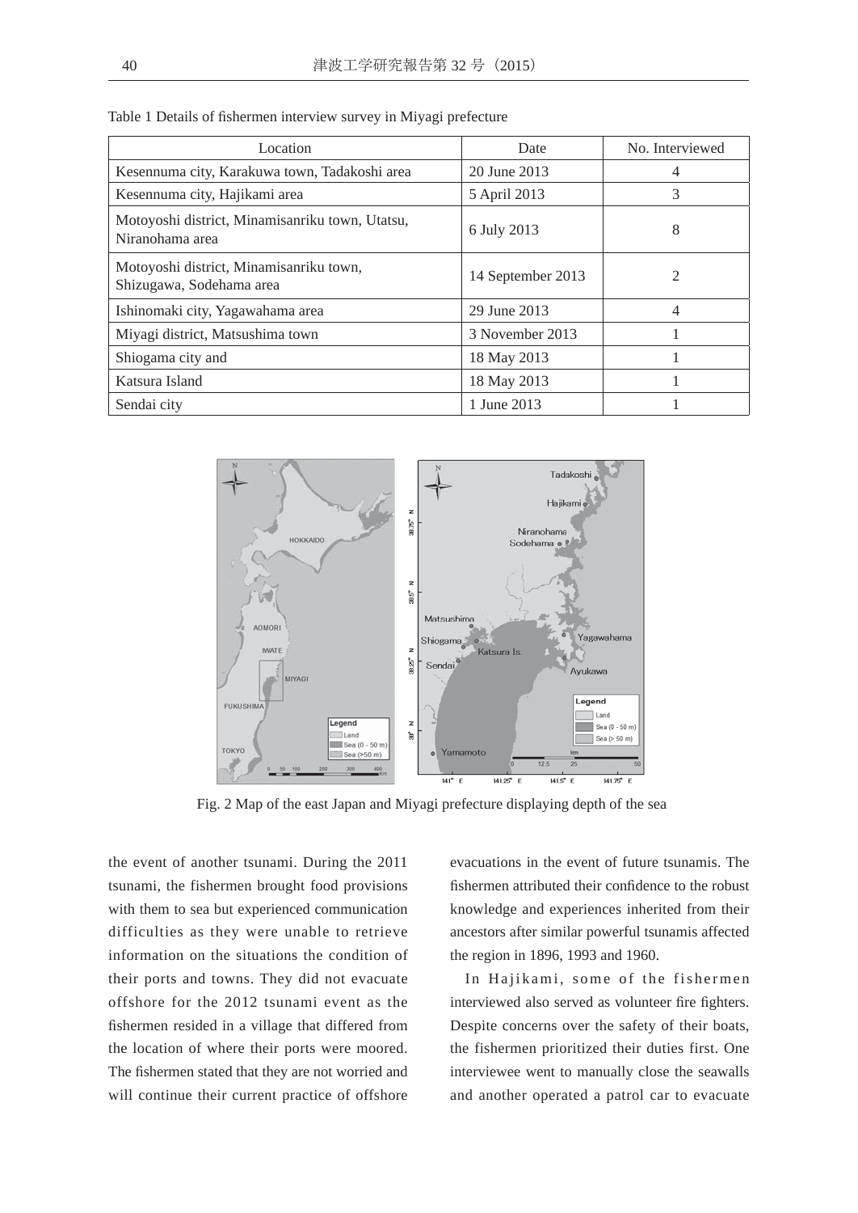Table 1 Details of fishermen interview survey in Miyagi prefecture

| Location | Date | No. Interviewed |
|---|---|---|
| Kesennuma city, Karakuwa town, Tadakoshi area | 20 June 2013 | 4 |
| Kesennuma city, Hajikami area | 5 April 2013 | 3 |
| Motoyoshi district, Minamisanriku town, Utatsu, Niranohama area | 6 July 2013 | 8 |
| Motoyoshi district, Minamisanriku town, Shizugawa, Sodehama area | 14 September 2013 | 2 |
| Ishinomaki city, Yagawahama area | 29 June 2013 | 4 |
| Miyagi district, Matsushima town | 3 November 2013 | 1 |
| Shiogama city and | 18 May 2013 | 1 |
| Katsura Island | 18 May 2013 | 1 |
| Sendai city | 1 June 2013 | 1 |

Fig. 2 Map of the east Japan and Miyagi prefecture displaying depth of the sea

the event of another tsunami. During the 2011 tsunami, the fishermen brought food provisions with them to sea but experienced communication difficulties as they were unable to retrieve information on the situations the condition of their ports and towns. They did not evacuate offshore for the 2012 tsunami event as the fishermen resided in a village that differed from the location of where their ports were moored. The fishermen stated that they are not worried and will continue their current practice of offshore evacuations in the event of future tsunamis. The fishermen attributed their confidence to the robust knowledge and experiences inherited from their ancestors after similar powerful tsunamis affected the region in 1896, 1993 and 1960.

In Hajikami, some of the fishermen interviewed also served as volunteer fire fighters. Despite concerns over the safety of their boats, the fishermen prioritized their duties first. One interviewee went to manually close the seawalls and another operated a patrol car to evacuate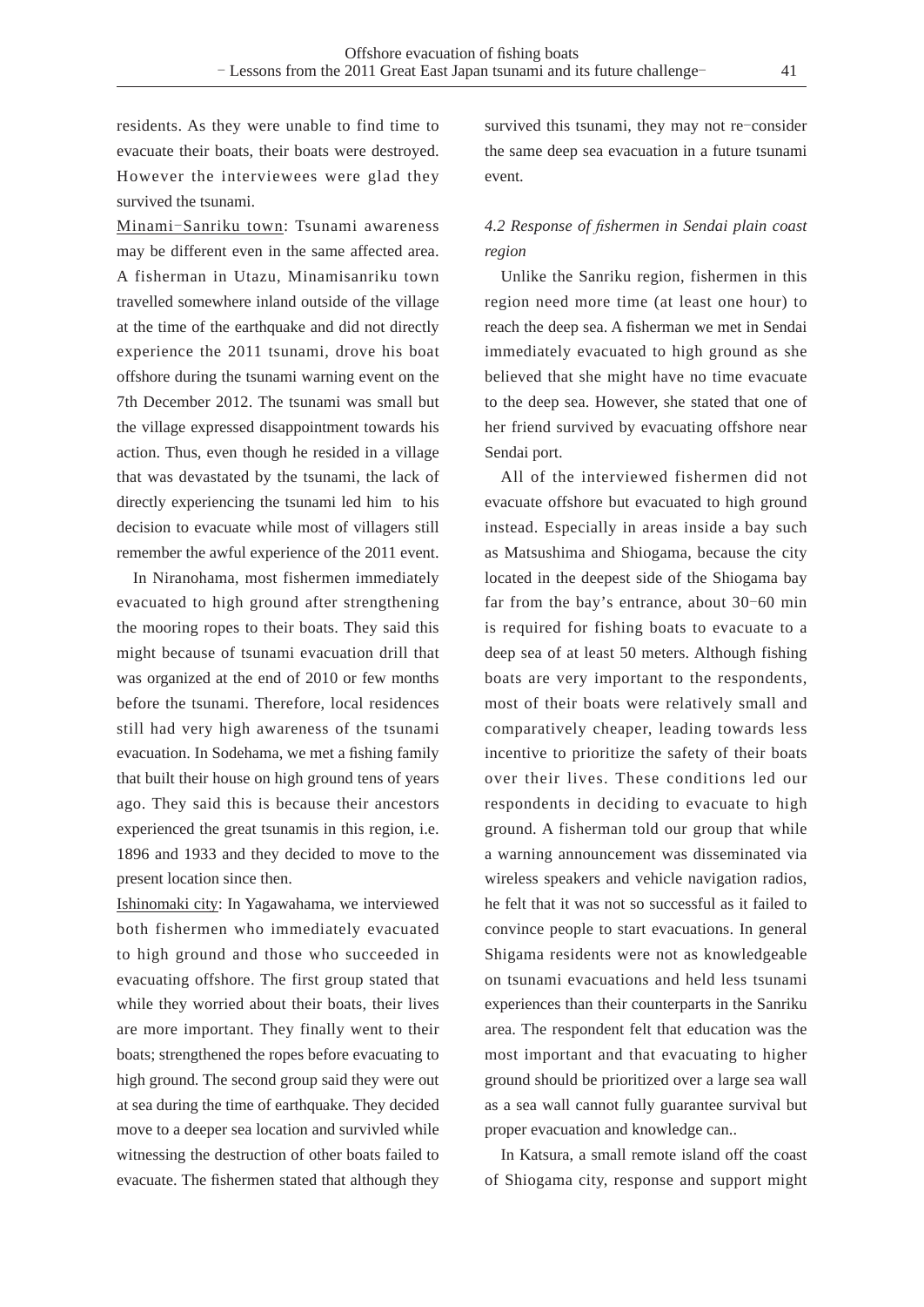residents. As they were unable to find time to evacuate their boats, their boats were destroyed. However the interviewees were glad they survived the tsunami.

Minami−Sanriku town: Tsunami awareness may be different even in the same affected area. A fisherman in Utazu, Minamisanriku town travelled somewhere inland outside of the village at the time of the earthquake and did not directly experience the 2011 tsunami, drove his boat offshore during the tsunami warning event on the 7th December 2012. The tsunami was small but the village expressed disappointment towards his action. Thus, even though he resided in a village that was devastated by the tsunami, the lack of directly experiencing the tsunami led him to his decision to evacuate while most of villagers still remember the awful experience of the 2011 event.

In Niranohama, most fishermen immediately evacuated to high ground after strengthening the mooring ropes to their boats. They said this might because of tsunami evacuation drill that was organized at the end of 2010 or few months before the tsunami. Therefore, local residences still had very high awareness of the tsunami evacuation. In Sodehama, we met a fishing family that built their house on high ground tens of years ago. They said this is because their ancestors experienced the great tsunamis in this region, i.e. 1896 and 1933 and they decided to move to the present location since then.

Ishinomaki city: In Yagawahama, we interviewed both fishermen who immediately evacuated to high ground and those who succeeded in evacuating offshore. The first group stated that while they worried about their boats, their lives are more important. They finally went to their boats; strengthened the ropes before evacuating to high ground. The second group said they were out at sea during the time of earthquake. They decided move to a deeper sea location and survivled while witnessing the destruction of other boats failed to evacuate. The fishermen stated that although they survived this tsunami, they may not re−consider the same deep sea evacuation in a future tsunami event.

### *4.2 Response of fishermen in Sendai plain coast region*

Unlike the Sanriku region, fishermen in this region need more time (at least one hour) to reach the deep sea. A fisherman we met in Sendai immediately evacuated to high ground as she believed that she might have no time evacuate to the deep sea. However, she stated that one of her friend survived by evacuating offshore near Sendai port.

All of the interviewed fishermen did not evacuate offshore but evacuated to high ground instead. Especially in areas inside a bay such as Matsushima and Shiogama, because the city located in the deepest side of the Shiogama bay far from the bay's entrance, about 30−60 min is required for fishing boats to evacuate to a deep sea of at least 50 meters. Although fishing boats are very important to the respondents, most of their boats were relatively small and comparatively cheaper, leading towards less incentive to prioritize the safety of their boats over their lives. These conditions led our respondents in deciding to evacuate to high ground. A fisherman told our group that while a warning announcement was disseminated via wireless speakers and vehicle navigation radios, he felt that it was not so successful as it failed to convince people to start evacuations. In general Shigama residents were not as knowledgeable on tsunami evacuations and held less tsunami experiences than their counterparts in the Sanriku area. The respondent felt that education was the most important and that evacuating to higher ground should be prioritized over a large sea wall as a sea wall cannot fully guarantee survival but proper evacuation and knowledge can..

In Katsura, a small remote island off the coast of Shiogama city, response and support might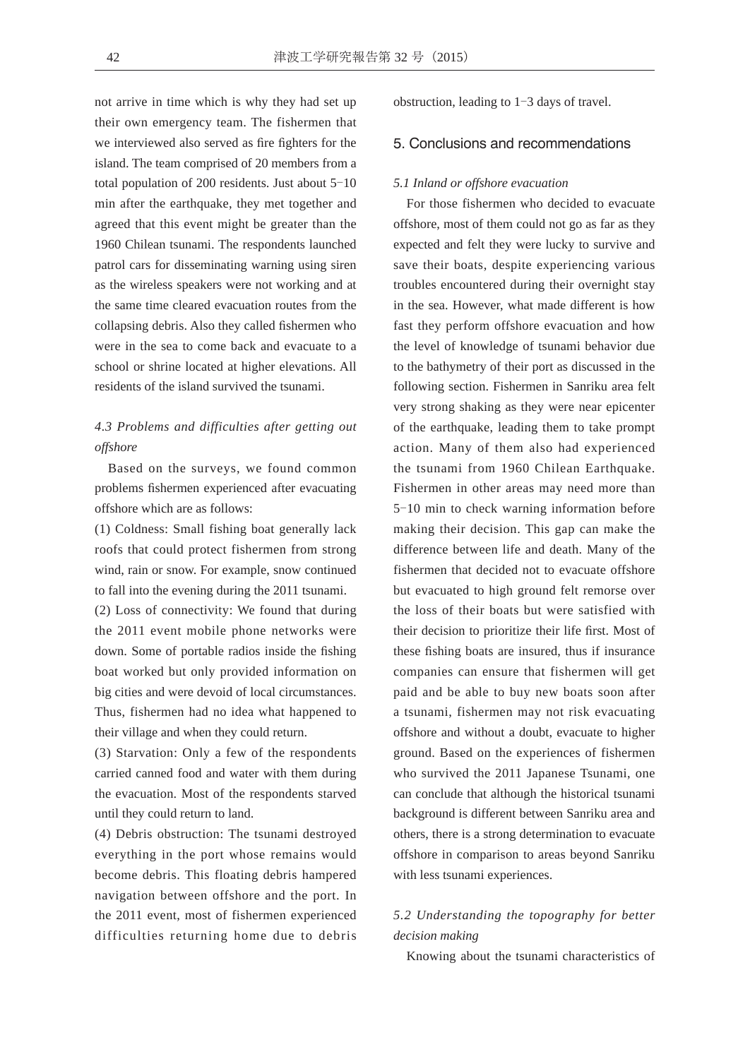not arrive in time which is why they had set up their own emergency team. The fishermen that we interviewed also served as fire fighters for the island. The team comprised of 20 members from a total population of 200 residents. Just about 5–10 min after the earthquake, they met together and agreed that this event might be greater than the 1960 Chilean tsunami. The respondents launched patrol cars for disseminating warning using siren as the wireless speakers were not working and at the same time cleared evacuation routes from the collapsing debris. Also they called fishermen who were in the sea to come back and evacuate to a school or shrine located at higher elevations. All residents of the island survived the tsunami.

### *4.3 Problems and difficulties after getting out offshore*

Based on the surveys, we found common problems fishermen experienced after evacuating offshore which are as follows:

(1) Coldness: Small fishing boat generally lack roofs that could protect fishermen from strong wind, rain or snow. For example, snow continued to fall into the evening during the 2011 tsunami.

(2) Loss of connectivity: We found that during the 2011 event mobile phone networks were down. Some of portable radios inside the fishing boat worked but only provided information on big cities and were devoid of local circumstances. Thus, fishermen had no idea what happened to their village and when they could return.

(3) Starvation: Only a few of the respondents carried canned food and water with them during the evacuation. Most of the respondents starved until they could return to land.

(4) Debris obstruction: The tsunami destroyed everything in the port whose remains would become debris. This floating debris hampered navigation between offshore and the port. In the 2011 event, most of fishermen experienced difficulties returning home due to debris obstruction, leading to 1–3 days of travel.

## 5. Conclusions and recommendations

### *5.1 Inland or offshore evacuation*

For those fishermen who decided to evacuate offshore, most of them could not go as far as they expected and felt they were lucky to survive and save their boats, despite experiencing various troubles encountered during their overnight stay in the sea. However, what made different is how fast they perform offshore evacuation and how the level of knowledge of tsunami behavior due to the bathymetry of their port as discussed in the following section. Fishermen in Sanriku area felt very strong shaking as they were near epicenter of the earthquake, leading them to take prompt action. Many of them also had experienced the tsunami from 1960 Chilean Earthquake. Fishermen in other areas may need more than 5–10 min to check warning information before making their decision. This gap can make the difference between life and death. Many of the fishermen that decided not to evacuate offshore but evacuated to high ground felt remorse over the loss of their boats but were satisfied with their decision to prioritize their life first. Most of these fishing boats are insured, thus if insurance companies can ensure that fishermen will get paid and be able to buy new boats soon after a tsunami, fishermen may not risk evacuating offshore and without a doubt, evacuate to higher ground. Based on the experiences of fishermen who survived the 2011 Japanese Tsunami, one can conclude that although the historical tsunami background is different between Sanriku area and others, there is a strong determination to evacuate offshore in comparison to areas beyond Sanriku with less tsunami experiences.

### *5.2 Understanding the topography for better decision making*

Knowing about the tsunami characteristics of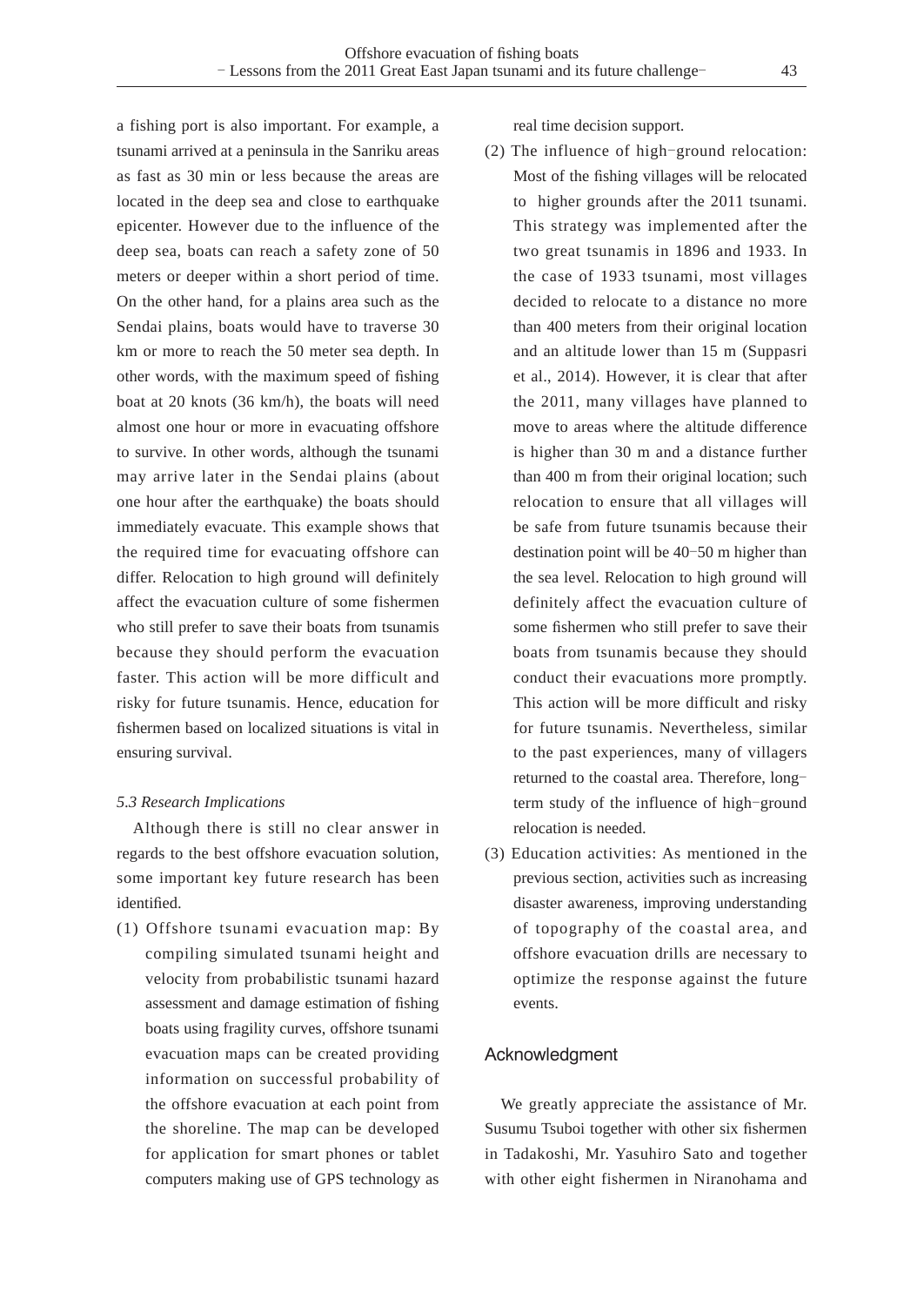a fishing port is also important. For example, a tsunami arrived at a peninsula in the Sanriku areas as fast as 30 min or less because the areas are located in the deep sea and close to earthquake epicenter. However due to the influence of the deep sea, boats can reach a safety zone of 50 meters or deeper within a short period of time. On the other hand, for a plains area such as the Sendai plains, boats would have to traverse 30 km or more to reach the 50 meter sea depth. In other words, with the maximum speed of fishing boat at 20 knots (36 km/h), the boats will need almost one hour or more in evacuating offshore to survive. In other words, although the tsunami may arrive later in the Sendai plains (about one hour after the earthquake) the boats should immediately evacuate. This example shows that the required time for evacuating offshore can differ. Relocation to high ground will definitely affect the evacuation culture of some fishermen who still prefer to save their boats from tsunamis because they should perform the evacuation faster. This action will be more difficult and risky for future tsunamis. Hence, education for fishermen based on localized situations is vital in ensuring survival.

### *5.3 Research Implications*

Although there is still no clear answer in regards to the best offshore evacuation solution, some important key future research has been identified.

(1) Offshore tsunami evacuation map: By compiling simulated tsunami height and velocity from probabilistic tsunami hazard assessment and damage estimation of fishing boats using fragility curves, offshore tsunami evacuation maps can be created providing information on successful probability of the offshore evacuation at each point from the shoreline. The map can be developed for application for smart phones or tablet computers making use of GPS technology as real time decision support.

(2) The influence of high-ground relocation: Most of the fishing villages will be relocated to higher grounds after the 2011 tsunami. This strategy was implemented after the two great tsunamis in 1896 and 1933. In the case of 1933 tsunami, most villages decided to relocate to a distance no more than 400 meters from their original location and an altitude lower than 15 m (Suppasri et al., 2014). However, it is clear that after the 2011, many villages have planned to move to areas where the altitude difference is higher than 30 m and a distance further than 400 m from their original location; such relocation to ensure that all villages will be safe from future tsunamis because their destination point will be 40-50 m higher than the sea level. Relocation to high ground will definitely affect the evacuation culture of some fishermen who still prefer to save their boats from tsunamis because they should conduct their evacuations more promptly. This action will be more difficult and risky for future tsunamis. Nevertheless, similar to the past experiences, many of villagers returned to the coastal area. Therefore, long-term study of the influence of high-ground relocation is needed.

(3) Education activities: As mentioned in the previous section, activities such as increasing disaster awareness, improving understanding of topography of the coastal area, and offshore evacuation drills are necessary to optimize the response against the future events.

## Acknowledgment

We greatly appreciate the assistance of Mr. Susumu Tsuboi together with other six fishermen in Tadakoshi, Mr. Yasuhiro Sato and together with other eight fishermen in Niranohama and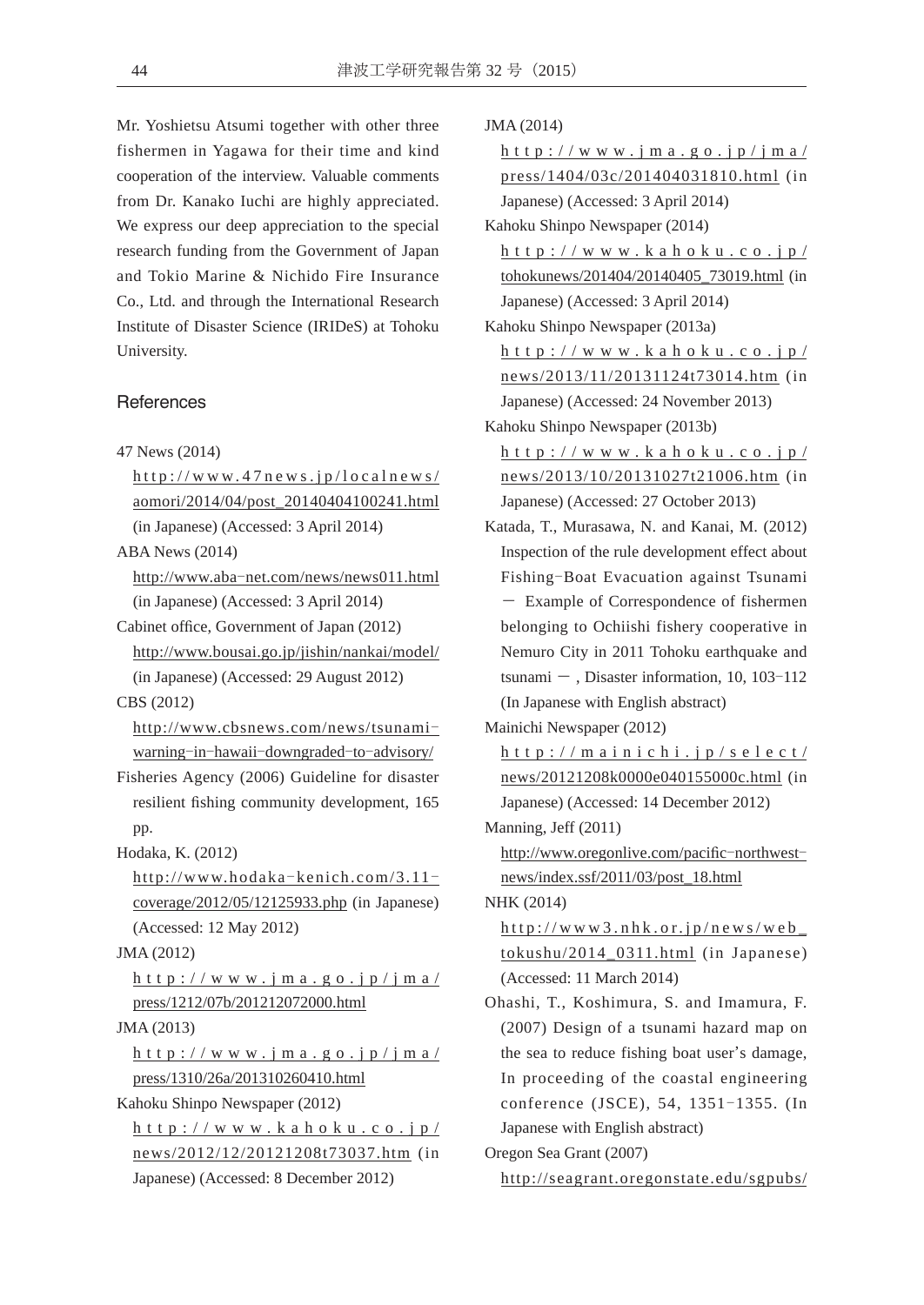Mr. Yoshietsu Atsumi together with other three fishermen in Yagawa for their time and kind cooperation of the interview. Valuable comments from Dr. Kanako Iuchi are highly appreciated. We express our deep appreciation to the special research funding from the Government of Japan and Tokio Marine & Nichido Fire Insurance Co., Ltd. and through the International Research Institute of Disaster Science (IRIDeS) at Tohoku University.

## References

47 News (2014) http://www.47news.jp/localnews/aomori/2014/04/post_20140404100241.html (in Japanese) (Accessed: 3 April 2014)

ABA News (2014) http://www.aba-net.com/news/news011.html (in Japanese) (Accessed: 3 April 2014)

Cabinet office, Government of Japan (2012) http://www.bousai.go.jp/jishin/nankai/model/ (in Japanese) (Accessed: 29 August 2012)

CBS (2012) http://www.cbsnews.com/news/tsunami-warning-in-hawaii-downgraded-to-advisory/

Fisheries Agency (2006) Guideline for disaster resilient fishing community development, 165 pp.

Hodaka, K. (2012) http://www.hodaka-kenich.com/3.11-coverage/2012/05/12125933.php (in Japanese) (Accessed: 12 May 2012)

JMA (2012) http://www.jma.go.jp/jma/press/1212/07b/201212072000.html

JMA (2013) http://www.jma.go.jp/jma/press/1310/26a/201310260410.html

Kahoku Shinpo Newspaper (2012) http://www.kahoku.co.jp/news/2012/12/20121208t73037.htm (in Japanese) (Accessed: 8 December 2012)

JMA (2014) http://www.jma.go.jp/jma/press/1404/03c/201404031810.html (in Japanese) (Accessed: 3 April 2014)

Kahoku Shinpo Newspaper (2014) http://www.kahoku.co.jp/tohokunews/201404/20140405_73019.html (in Japanese) (Accessed: 3 April 2014)

Kahoku Shinpo Newspaper (2013a) http://www.kahoku.co.jp/news/2013/11/20131124t73014.htm (in Japanese) (Accessed: 24 November 2013)

Kahoku Shinpo Newspaper (2013b) http://www.kahoku.co.jp/news/2013/10/20131027t21006.htm (in Japanese) (Accessed: 27 October 2013)

Katada, T., Murasawa, N. and Kanai, M. (2012) Inspection of the rule development effect about Fishing-Boat Evacuation against Tsunami － Example of Correspondence of fishermen belonging to Ochiishi fishery cooperative in Nemuro City in 2011 Tohoku earthquake and tsunami －, Disaster information, 10, 103-112 (In Japanese with English abstract)

Mainichi Newspaper (2012) http://mainichi.jp/select/news/20121208k0000e040155000c.html (in Japanese) (Accessed: 14 December 2012)

Manning, Jeff (2011) http://www.oregonlive.com/pacific-northwest-news/index.ssf/2011/03/post_18.html

NHK (2014) http://www3.nhk.or.jp/news/web_tokushu/2014_0311.html (in Japanese) (Accessed: 11 March 2014)

Ohashi, T., Koshimura, S. and Imamura, F. (2007) Design of a tsunami hazard map on the sea to reduce fishing boat user's damage, In proceeding of the coastal engineering conference (JSCE), 54, 1351-1355. (In Japanese with English abstract)

Oregon Sea Grant (2007) http://seagrant.oregonstate.edu/sgpubs/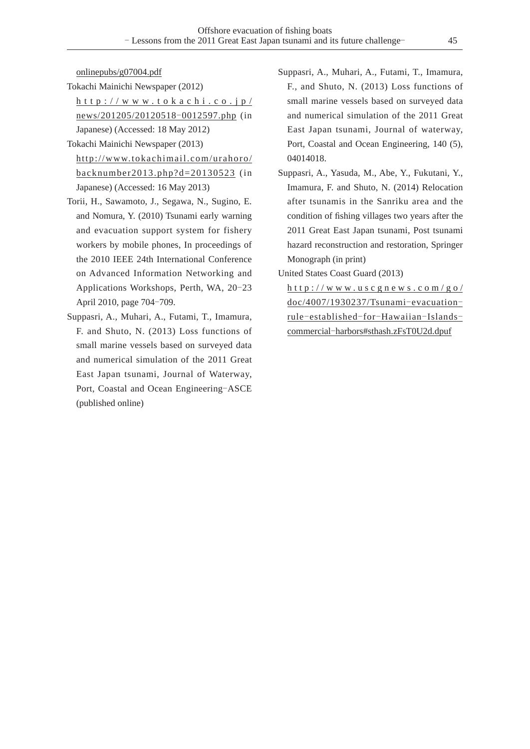onlinepubs/g07004.pdf

Tokachi Mainichi Newspaper (2012) http://www.tokachi.co.jp/news/201205/20120518-0012597.php (in Japanese) (Accessed: 18 May 2012)

Tokachi Mainichi Newspaper (2013) http://www.tokachimail.com/urahoro/backnumber2013.php?d=20130523 (in Japanese) (Accessed: 16 May 2013)

Torii, H., Sawamoto, J., Segawa, N., Sugino, E. and Nomura, Y. (2010) Tsunami early warning and evacuation support system for fishery workers by mobile phones, In proceedings of the 2010 IEEE 24th International Conference on Advanced Information Networking and Applications Workshops, Perth, WA, 20-23 April 2010, page 704-709.

Suppasri, A., Muhari, A., Futami, T., Imamura, F. and Shuto, N. (2013) Loss functions of small marine vessels based on surveyed data and numerical simulation of the 2011 Great East Japan tsunami, Journal of Waterway, Port, Coastal and Ocean Engineering-ASCE (published online)

Suppasri, A., Muhari, A., Futami, T., Imamura, F., and Shuto, N. (2013) Loss functions of small marine vessels based on surveyed data and numerical simulation of the 2011 Great East Japan tsunami, Journal of waterway, Port, Coastal and Ocean Engineering, 140 (5), 04014018.

Suppasri, A., Yasuda, M., Abe, Y., Fukutani, Y., Imamura, F. and Shuto, N. (2014) Relocation after tsunamis in the Sanriku area and the condition of fishing villages two years after the 2011 Great East Japan tsunami, Post tsunami hazard reconstruction and restoration, Springer Monograph (in print)

United States Coast Guard (2013) http://www.uscgnews.com/go/doc/4007/1930237/Tsunami-evacuation-rule-established-for-Hawaiian-Islands-commercial-harbors#sthash.zFsT0U2d.dpuf